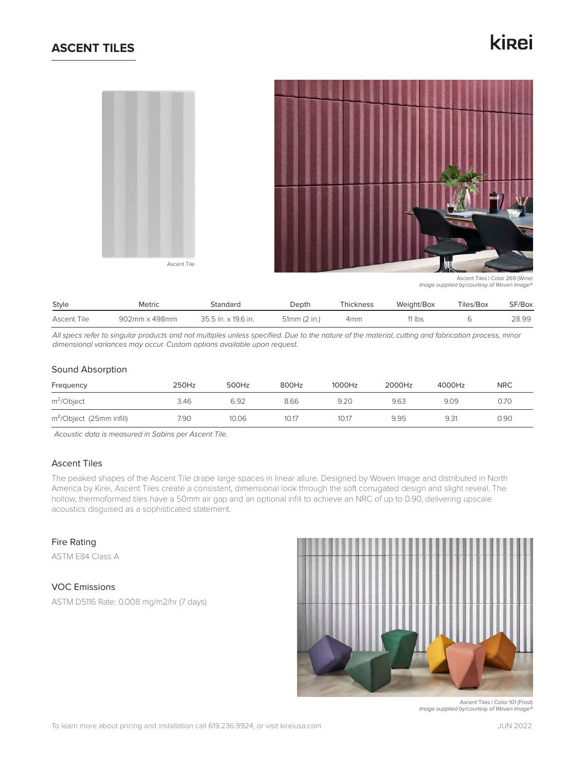# ASCENT TILES

kirei

Ascent Tile

Ascent Tiles | Color 269 (Wine)
*Image supplied by/courtesy of Woven Image®*

| Style | Metric | Standard | Depth | Thickness | Weight/Box | Tiles/Box | SF/Box |
|---|---|---|---|---|---|---|---|
| Ascent Tile | 902mm x 498mm | 35.5 in. x 19.6 in. | 51mm (2 in.) | 4mm | 11 lbs | 6 | 28.99 |

*All specs refer to singular products and not multiples unless specified. Due to the nature of the material, cutting and fabrication process, minor dimensional variances may occur. Custom options available upon request.*

## Sound Absorption

| Frequency | 250Hz | 500Hz | 800Hz | 1000Hz | 2000Hz | 4000Hz | NRC |
|---|---|---|---|---|---|---|---|
| $m^2$/Object | 3.46 | 6.92 | 8.66 | 9.20 | 9.63 | 9.09 | 0.70 |
| $m^2$/Object (25mm infill) | 7.90 | 10.06 | 10.17 | 10.17 | 9.95 | 9.31 | 0.90 |

*Acoustic data is measured in Sabins per Ascent Tile.*

## Ascent Tiles

The peaked shapes of the Ascent Tile drape large spaces in linear allure. Designed by Woven Image and distributed in North America by Kirei, Ascent Tiles create a consistent, dimensional look through the soft corrugated design and slight reveal. The hollow, thermoformed tiles have a 50mm air gap and an optional infill to achieve an NRC of up to 0.90, delivering upscale acoustics disguised as a sophisticated statement.

## Fire Rating

ASTM E84 Class A

## VOC Emissions

ASTM D5116 Rate: 0.008 mg/m2/hr (7 days)

Ascent Tiles | Color 101 (Frost)
*Image supplied by/courtesy of Woven Image®*

To learn more about pricing and installation call 619.236.9924, or visit kireiusa.com

JUN 2022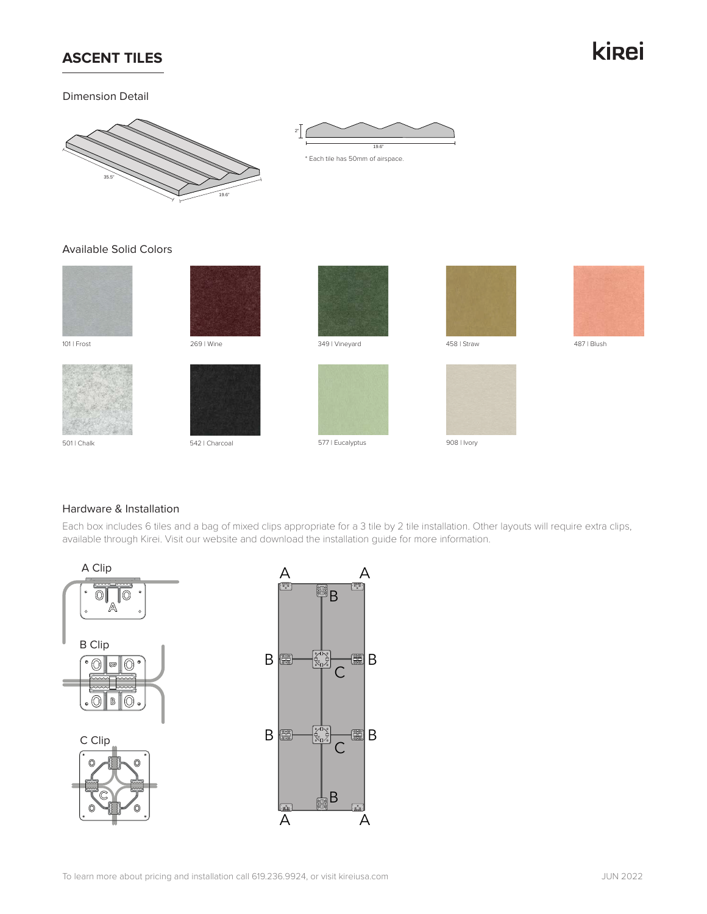# ASCENT TILES

kirei

## Dimension Detail

35.5"

19.6"

2"

19.6"

* Each tile has 50mm of airspace.

## Available Solid Colors

101 | Frost

269 | Wine

349 | Vineyard

458 | Straw

487 | Blush

501 | Chalk

542 | Charcoal

577 | Eucalyptus

908 | Ivory

## Hardware & Installation

Each box includes 6 tiles and a bag of mixed clips appropriate for a 3 tile by 2 tile installation. Other layouts will require extra clips, available through Kirei. Visit our website and download the installation guide for more information.

A Clip

B Clip

C Clip

A A B B B C B B C B A A

To learn more about pricing and installation call 619.236.9924, or visit kireiusa.com

JUN 2022